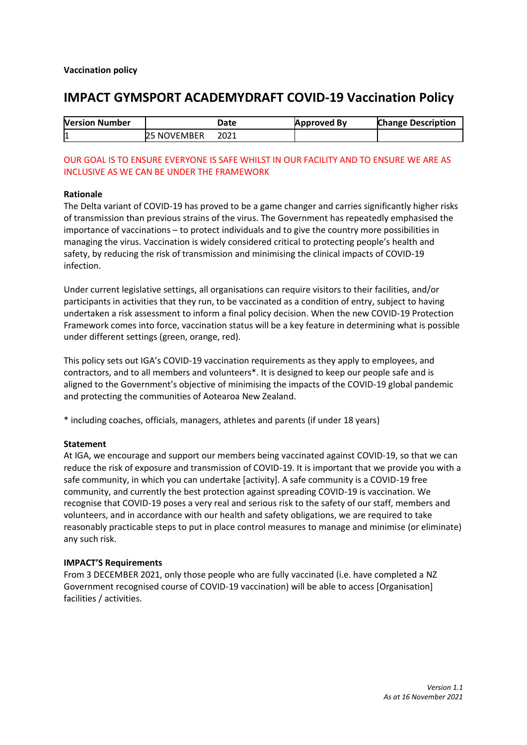**Vaccination policy**

# IMPACT GYMSPORT ACADEMYDRAFT COVID-19 Vaccination Policy

| Version Number | Date | Approved By | Change Description |
|---|---|---|---|
| 1 | 25 NOVEMBER 2021 | | |

OUR GOAL IS TO ENSURE EVERYONE IS SAFE WHILST IN OUR FACILITY AND TO ENSURE WE ARE AS INCLUSIVE AS WE CAN BE UNDER THE FRAMEWORK

**Rationale**

The Delta variant of COVID-19 has proved to be a game changer and carries significantly higher risks of transmission than previous strains of the virus. The Government has repeatedly emphasised the importance of vaccinations – to protect individuals and to give the country more possibilities in managing the virus. Vaccination is widely considered critical to protecting people's health and safety, by reducing the risk of transmission and minimising the clinical impacts of COVID-19 infection.

Under current legislative settings, all organisations can require visitors to their facilities, and/or participants in activities that they run, to be vaccinated as a condition of entry, subject to having undertaken a risk assessment to inform a final policy decision. When the new COVID-19 Protection Framework comes into force, vaccination status will be a key feature in determining what is possible under different settings (green, orange, red).

This policy sets out IGA's COVID-19 vaccination requirements as they apply to employees, and contractors, and to all members and volunteers*. It is designed to keep our people safe and is aligned to the Government's objective of minimising the impacts of the COVID-19 global pandemic and protecting the communities of Aotearoa New Zealand.

* including coaches, officials, managers, athletes and parents (if under 18 years)

**Statement**

At IGA, we encourage and support our members being vaccinated against COVID-19, so that we can reduce the risk of exposure and transmission of COVID-19. It is important that we provide you with a safe community, in which you can undertake [activity]. A safe community is a COVID-19 free community, and currently the best protection against spreading COVID-19 is vaccination. We recognise that COVID-19 poses a very real and serious risk to the safety of our staff, members and volunteers, and in accordance with our health and safety obligations, we are required to take reasonably practicable steps to put in place control measures to manage and minimise (or eliminate) any such risk.

**IMPACT'S Requirements**

From 3 DECEMBER 2021, only those people who are fully vaccinated (i.e. have completed a NZ Government recognised course of COVID-19 vaccination) will be able to access [Organisation] facilities / activities.

*Version 1.1*
*As at 16 November 2021*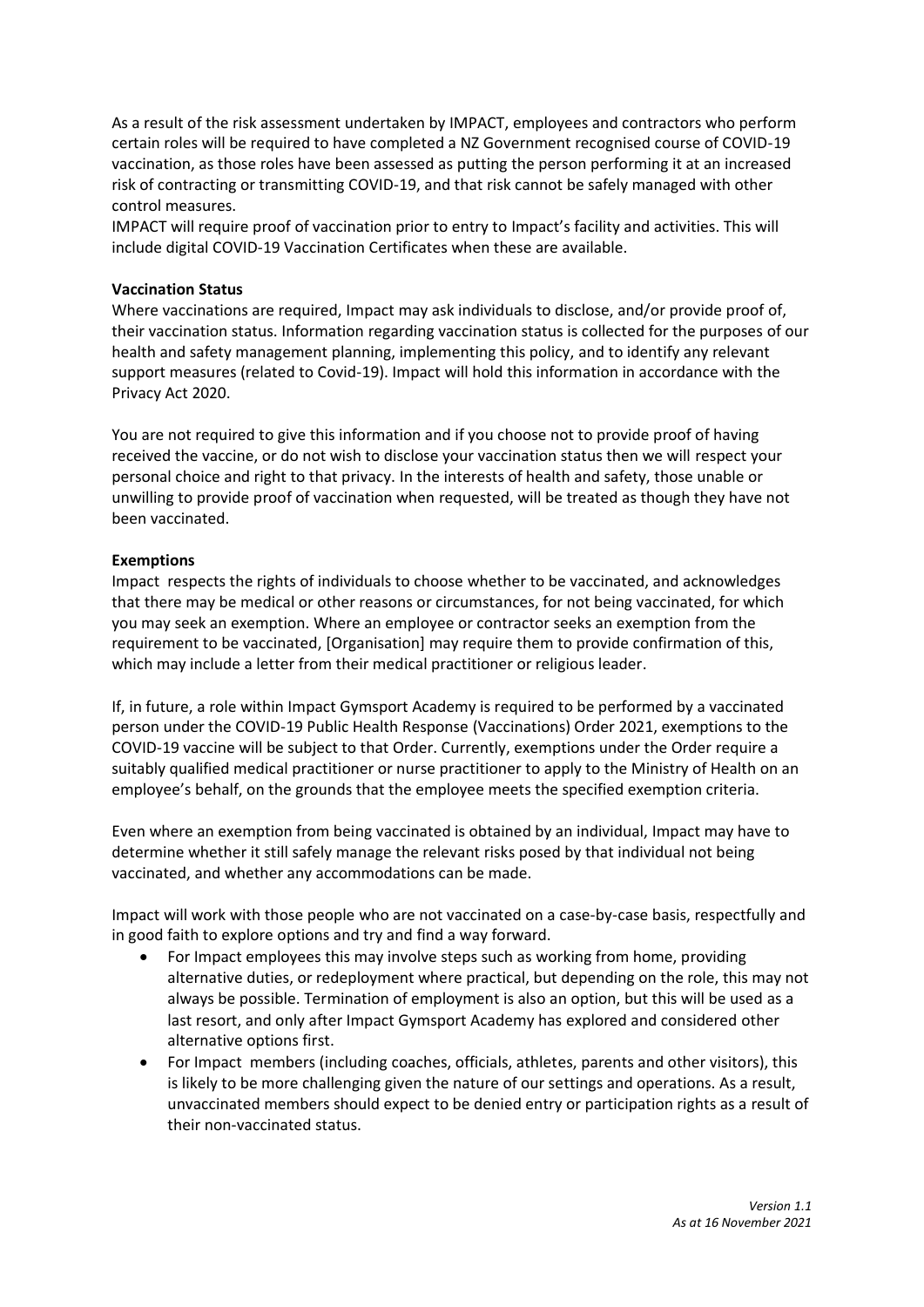As a result of the risk assessment undertaken by IMPACT, employees and contractors who perform certain roles will be required to have completed a NZ Government recognised course of COVID-19 vaccination, as those roles have been assessed as putting the person performing it at an increased risk of contracting or transmitting COVID-19, and that risk cannot be safely managed with other control measures.

IMPACT will require proof of vaccination prior to entry to Impact's facility and activities. This will include digital COVID-19 Vaccination Certificates when these are available.

**Vaccination Status**

Where vaccinations are required, Impact may ask individuals to disclose, and/or provide proof of, their vaccination status. Information regarding vaccination status is collected for the purposes of our health and safety management planning, implementing this policy, and to identify any relevant support measures (related to Covid-19). Impact will hold this information in accordance with the Privacy Act 2020.

You are not required to give this information and if you choose not to provide proof of having received the vaccine, or do not wish to disclose your vaccination status then we will respect your personal choice and right to that privacy. In the interests of health and safety, those unable or unwilling to provide proof of vaccination when requested, will be treated as though they have not been vaccinated.

**Exemptions**

Impact respects the rights of individuals to choose whether to be vaccinated, and acknowledges that there may be medical or other reasons or circumstances, for not being vaccinated, for which you may seek an exemption. Where an employee or contractor seeks an exemption from the requirement to be vaccinated, [Organisation] may require them to provide confirmation of this, which may include a letter from their medical practitioner or religious leader.

If, in future, a role within Impact Gymsport Academy is required to be performed by a vaccinated person under the COVID-19 Public Health Response (Vaccinations) Order 2021, exemptions to the COVID-19 vaccine will be subject to that Order. Currently, exemptions under the Order require a suitably qualified medical practitioner or nurse practitioner to apply to the Ministry of Health on an employee's behalf, on the grounds that the employee meets the specified exemption criteria.

Even where an exemption from being vaccinated is obtained by an individual, Impact may have to determine whether it still safely manage the relevant risks posed by that individual not being vaccinated, and whether any accommodations can be made.

Impact will work with those people who are not vaccinated on a case-by-case basis, respectfully and in good faith to explore options and try and find a way forward.

- For Impact employees this may involve steps such as working from home, providing alternative duties, or redeployment where practical, but depending on the role, this may not always be possible. Termination of employment is also an option, but this will be used as a last resort, and only after Impact Gymsport Academy has explored and considered other alternative options first.
- For Impact members (including coaches, officials, athletes, parents and other visitors), this is likely to be more challenging given the nature of our settings and operations. As a result, unvaccinated members should expect to be denied entry or participation rights as a result of their non-vaccinated status.

*Version 1.1*
*As at 16 November 2021*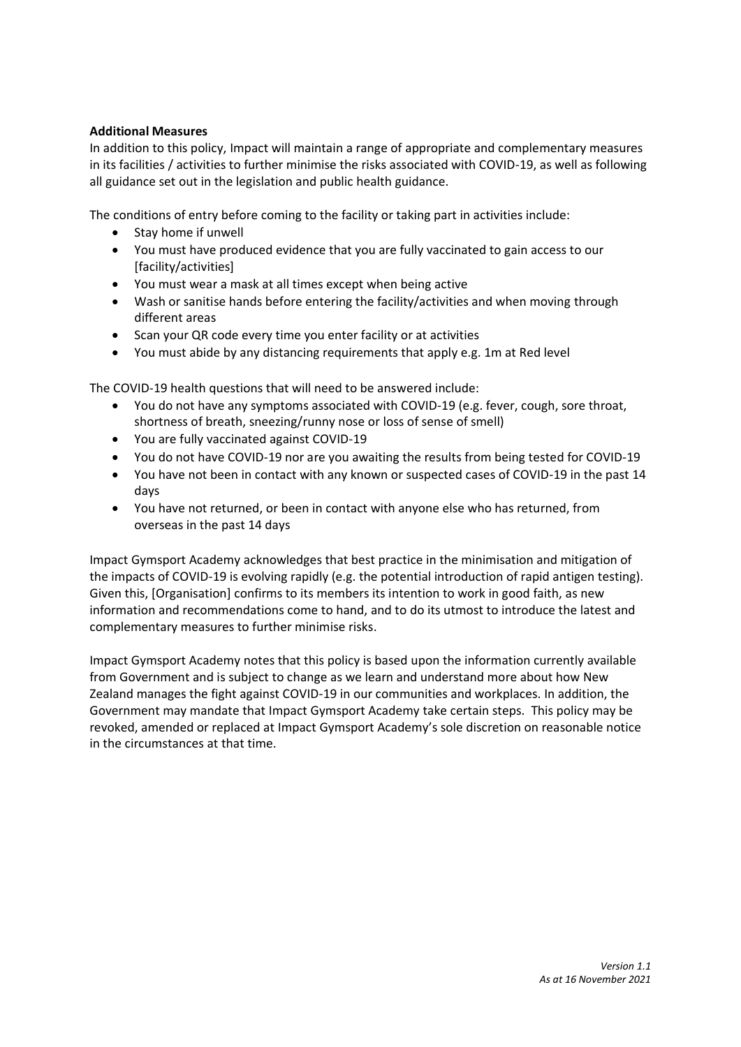**Additional Measures**

In addition to this policy, Impact will maintain a range of appropriate and complementary measures in its facilities / activities to further minimise the risks associated with COVID-19, as well as following all guidance set out in the legislation and public health guidance.

The conditions of entry before coming to the facility or taking part in activities include:

- Stay home if unwell
- You must have produced evidence that you are fully vaccinated to gain access to our [facility/activities]
- You must wear a mask at all times except when being active
- Wash or sanitise hands before entering the facility/activities and when moving through different areas
- Scan your QR code every time you enter facility or at activities
- You must abide by any distancing requirements that apply e.g. 1m at Red level

The COVID-19 health questions that will need to be answered include:

- You do not have any symptoms associated with COVID-19 (e.g. fever, cough, sore throat, shortness of breath, sneezing/runny nose or loss of sense of smell)
- You are fully vaccinated against COVID-19
- You do not have COVID-19 nor are you awaiting the results from being tested for COVID-19
- You have not been in contact with any known or suspected cases of COVID-19 in the past 14 days
- You have not returned, or been in contact with anyone else who has returned, from overseas in the past 14 days

Impact Gymsport Academy acknowledges that best practice in the minimisation and mitigation of the impacts of COVID-19 is evolving rapidly (e.g. the potential introduction of rapid antigen testing). Given this, [Organisation] confirms to its members its intention to work in good faith, as new information and recommendations come to hand, and to do its utmost to introduce the latest and complementary measures to further minimise risks.

Impact Gymsport Academy notes that this policy is based upon the information currently available from Government and is subject to change as we learn and understand more about how New Zealand manages the fight against COVID-19 in our communities and workplaces. In addition, the Government may mandate that Impact Gymsport Academy take certain steps. This policy may be revoked, amended or replaced at Impact Gymsport Academy's sole discretion on reasonable notice in the circumstances at that time.

*Version 1.1*
*As at 16 November 2021*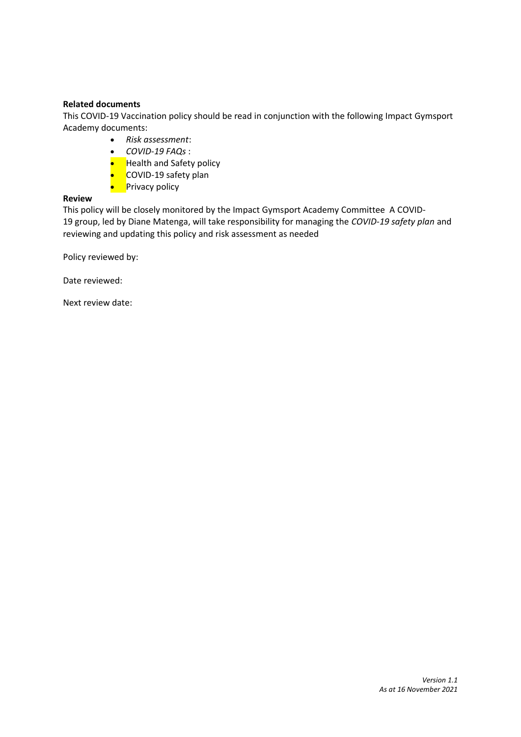**Related documents**

This COVID-19 Vaccination policy should be read in conjunction with the following Impact Gymsport Academy documents:

- *Risk assessment*:
- *COVID-19 FAQs* :
- Health and Safety policy
- COVID-19 safety plan
- Privacy policy

**Review**

This policy will be closely monitored by the Impact Gymsport Academy Committee  A COVID-19 group, led by Diane Matenga, will take responsibility for managing the *COVID-19 safety plan* and reviewing and updating this policy and risk assessment as needed

Policy reviewed by:

Date reviewed:

Next review date:

*Version 1.1*
*As at 16 November 2021*